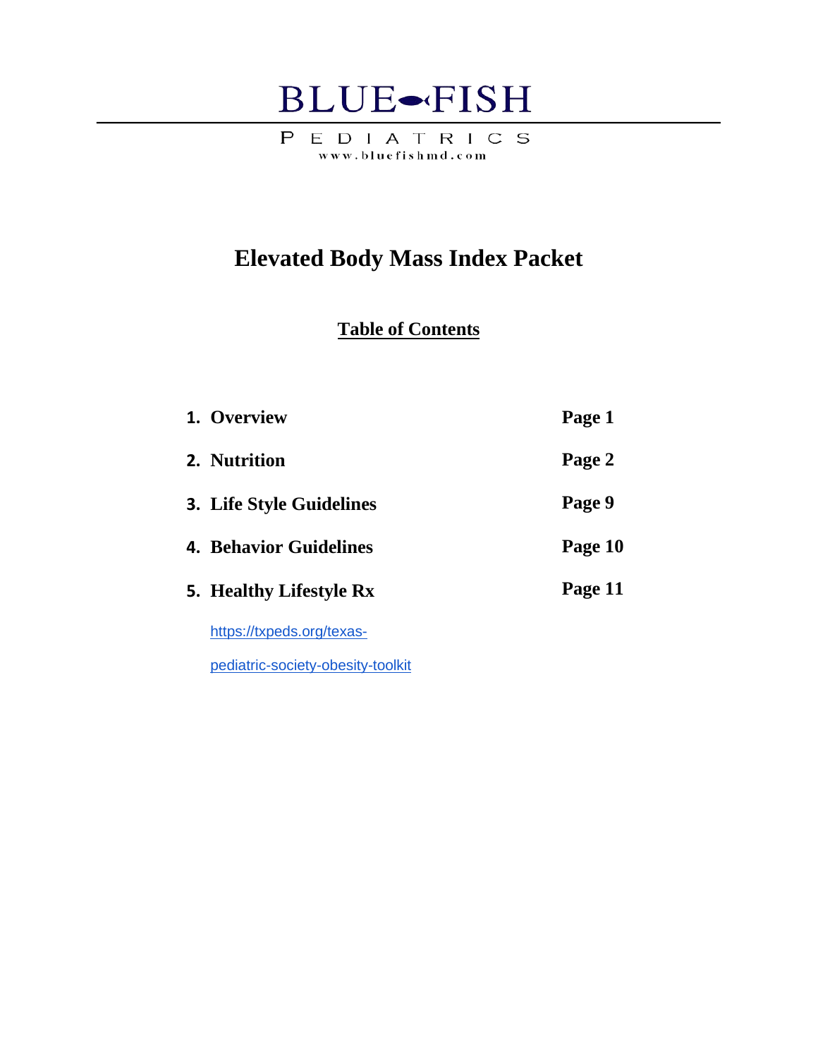# BLUE FISH

PEDIATRICS

www.bluefishmd.com

# Elevated Body Mass Index Packet

## Table of Contents

| | |
|---|---|
| **1. Overview** | **Page 1** |
| **2. Nutrition** | **Page 2** |
| **3. Life Style Guidelines** | **Page 9** |
| **4. Behavior Guidelines** | **Page 10** |
| **5. Healthy Lifestyle Rx** | **Page 11** |

https://txpeds.org/texas-pediatric-society-obesity-toolkit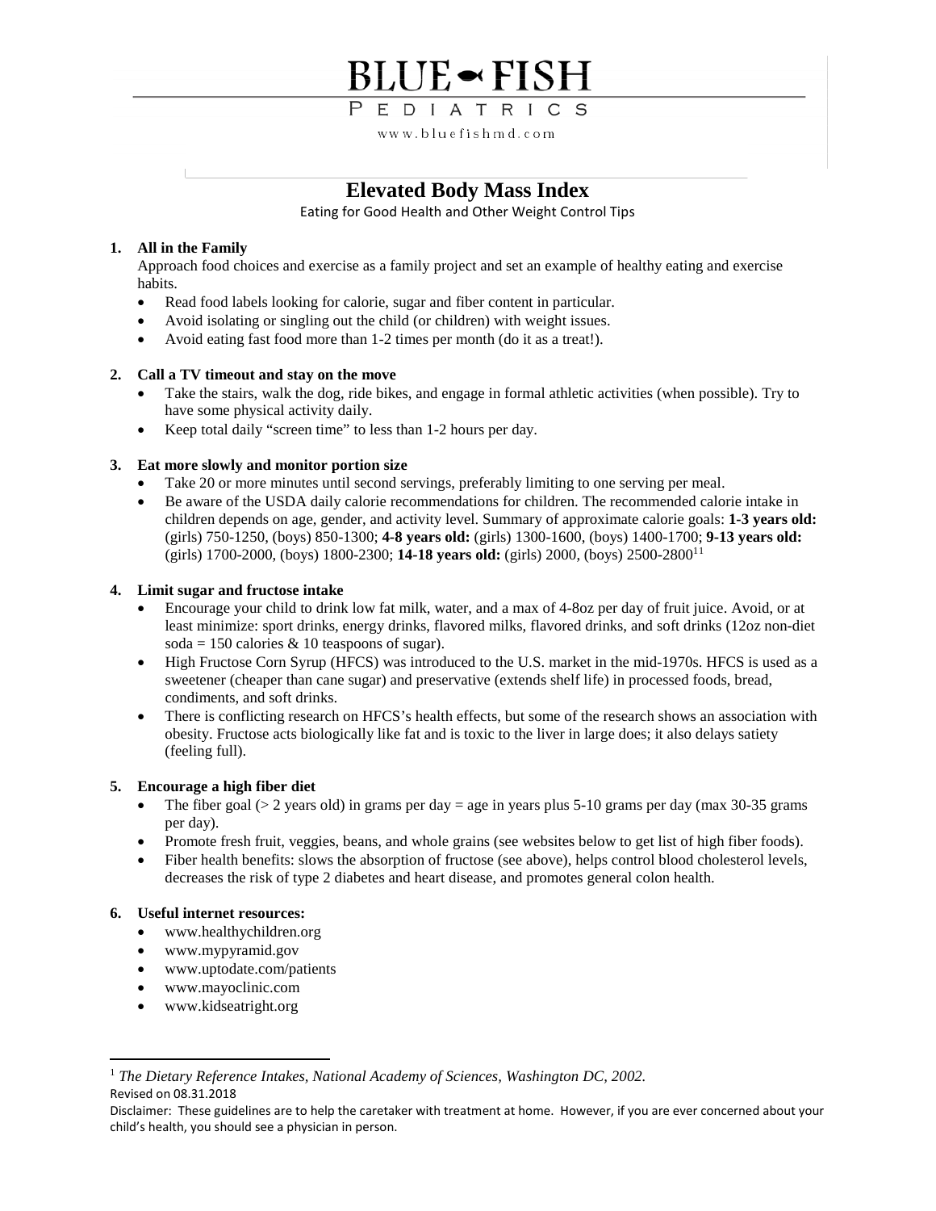# BLUE FISH

PEDIATRICS

www.bluefishmd.com

## Elevated Body Mass Index

Eating for Good Health and Other Weight Control Tips

1. **All in the Family**

   Approach food choices and exercise as a family project and set an example of healthy eating and exercise habits.
   - Read food labels looking for calorie, sugar and fiber content in particular.
   - Avoid isolating or singling out the child (or children) with weight issues.
   - Avoid eating fast food more than 1-2 times per month (do it as a treat!).

2. **Call a TV timeout and stay on the move**
   - Take the stairs, walk the dog, ride bikes, and engage in formal athletic activities (when possible). Try to have some physical activity daily.
   - Keep total daily "screen time" to less than 1-2 hours per day.

3. **Eat more slowly and monitor portion size**
   - Take 20 or more minutes until second servings, preferably limiting to one serving per meal.
   - Be aware of the USDA daily calorie recommendations for children. The recommended calorie intake in children depends on age, gender, and activity level. Summary of approximate calorie goals: **1-3 years old:** (girls) 750-1250, (boys) 850-1300; **4-8 years old:** (girls) 1300-1600, (boys) 1400-1700; **9-13 years old:** (girls) 1700-2000, (boys) 1800-2300; **14-18 years old:** (girls) 2000, (boys) 2500-2800[11]

4. **Limit sugar and fructose intake**
   - Encourage your child to drink low fat milk, water, and a max of 4-8oz per day of fruit juice. Avoid, or at least minimize: sport drinks, energy drinks, flavored milks, flavored drinks, and soft drinks (12oz non-diet soda = 150 calories & 10 teaspoons of sugar).
   - High Fructose Corn Syrup (HFCS) was introduced to the U.S. market in the mid-1970s. HFCS is used as a sweetener (cheaper than cane sugar) and preservative (extends shelf life) in processed foods, bread, condiments, and soft drinks.
   - There is conflicting research on HFCS's health effects, but some of the research shows an association with obesity. Fructose acts biologically like fat and is toxic to the liver in large does; it also delays satiety (feeling full).

5. **Encourage a high fiber diet**
   - The fiber goal (> 2 years old) in grams per day = age in years plus 5-10 grams per day (max 30-35 grams per day).
   - Promote fresh fruit, veggies, beans, and whole grains (see websites below to get list of high fiber foods).
   - Fiber health benefits: slows the absorption of fructose (see above), helps control blood cholesterol levels, decreases the risk of type 2 diabetes and heart disease, and promotes general colon health.

6. **Useful internet resources:**
   - www.healthychildren.org
   - www.mypyramid.gov
   - www.uptodate.com/patients
   - www.mayoclinic.com
   - www.kidseatright.org

[1] *The Dietary Reference Intakes, National Academy of Sciences, Washington DC, 2002.*

Revised on 08.31.2018

Disclaimer: These guidelines are to help the caretaker with treatment at home. However, if you are ever concerned about your child's health, you should see a physician in person.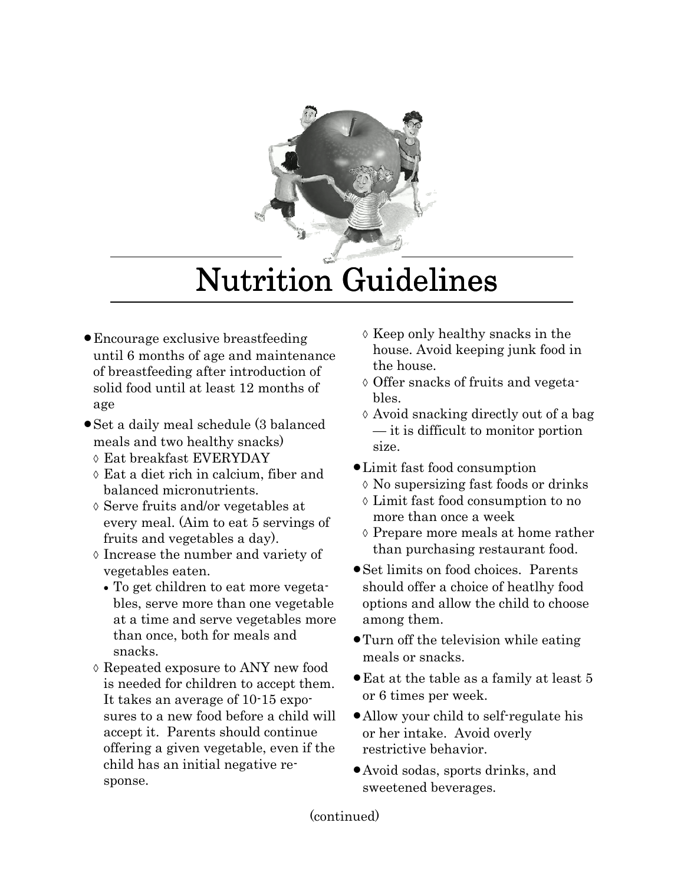# Nutrition Guidelines

- Encourage exclusive breastfeeding until 6 months of age and maintenance of breastfeeding after introduction of solid food until at least 12 months of age
- Set a daily meal schedule (3 balanced meals and two healthy snacks)
  - ◊ Eat breakfast EVERYDAY
  - ◊ Eat a diet rich in calcium, fiber and balanced micronutrients.
  - ◊ Serve fruits and/or vegetables at every meal. (Aim to eat 5 servings of fruits and vegetables a day).
  - ◊ Increase the number and variety of vegetables eaten.
    - To get children to eat more vegetables, serve more than one vegetable at a time and serve vegetables more than once, both for meals and snacks.
  - ◊ Repeated exposure to ANY new food is needed for children to accept them. It takes an average of 10-15 exposures to a new food before a child will accept it. Parents should continue offering a given vegetable, even if the child has an initial negative response.
  - ◊ Keep only healthy snacks in the house. Avoid keeping junk food in the house.
  - ◊ Offer snacks of fruits and vegetables.
  - ◊ Avoid snacking directly out of a bag — it is difficult to monitor portion size.
- Limit fast food consumption
  - ◊ No supersizing fast foods or drinks
  - ◊ Limit fast food consumption to no more than once a week
  - ◊ Prepare more meals at home rather than purchasing restaurant food.
- Set limits on food choices. Parents should offer a choice of heatlhy food options and allow the child to choose among them.
- Turn off the television while eating meals or snacks.
- Eat at the table as a family at least 5 or 6 times per week.
- Allow your child to self-regulate his or her intake. Avoid overly restrictive behavior.
- Avoid sodas, sports drinks, and sweetened beverages.

(continued)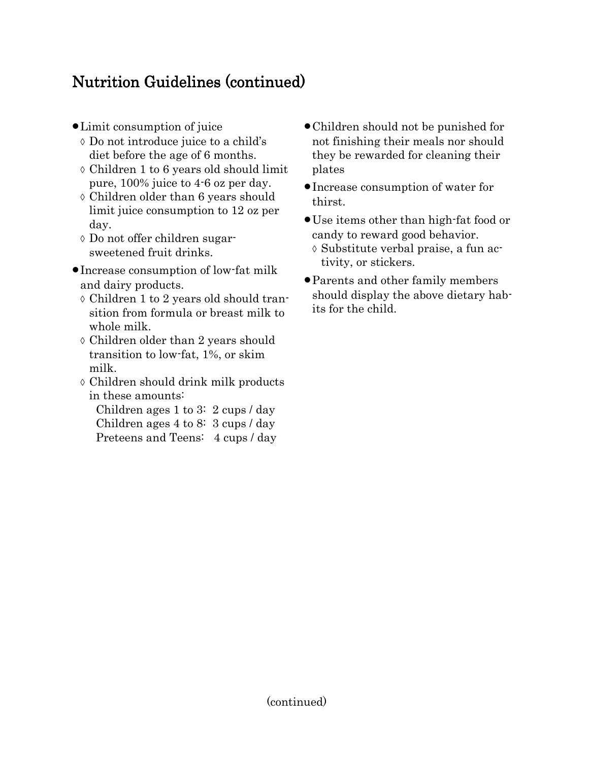## Nutrition Guidelines (continued)

- Limit consumption of juice
  - Do not introduce juice to a child's diet before the age of 6 months.
  - Children 1 to 6 years old should limit pure, 100% juice to 4-6 oz per day.
  - Children older than 6 years should limit juice consumption to 12 oz per day.
  - Do not offer children sugar-sweetened fruit drinks.
- Increase consumption of low-fat milk and dairy products.
  - Children 1 to 2 years old should transition from formula or breast milk to whole milk.
  - Children older than 2 years should transition to low-fat, 1%, or skim milk.
  - Children should drink milk products in these amounts:

    Children ages 1 to 3: 2 cups / day
    Children ages 4 to 8: 3 cups / day
    Preteens and Teens: 4 cups / day
- Children should not be punished for not finishing their meals nor should they be rewarded for cleaning their plates
- Increase consumption of water for thirst.
- Use items other than high-fat food or candy to reward good behavior.
  - Substitute verbal praise, a fun activity, or stickers.
- Parents and other family members should display the above dietary habits for the child.

(continued)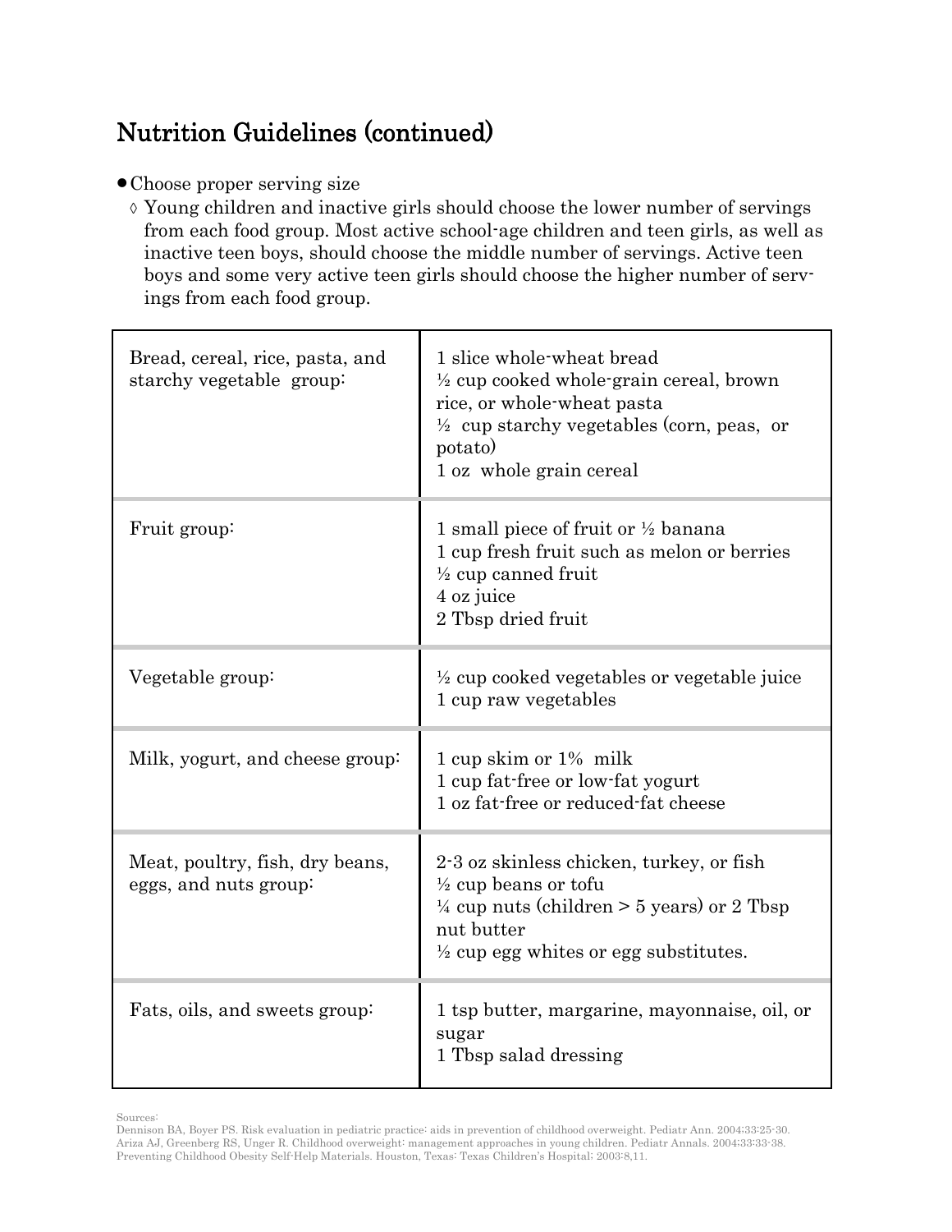## Nutrition Guidelines (continued)

- Choose proper serving size
  - ◊ Young children and inactive girls should choose the lower number of servings from each food group. Most active school-age children and teen girls, as well as inactive teen boys, should choose the middle number of servings. Active teen boys and some very active teen girls should choose the higher number of servings from each food group.

| | |
|---|---|
| Bread, cereal, rice, pasta, and starchy vegetable group: | 1 slice whole-wheat bread<br>½ cup cooked whole-grain cereal, brown rice, or whole-wheat pasta<br>½ cup starchy vegetables (corn, peas, or potato)<br>1 oz whole grain cereal |
| Fruit group: | 1 small piece of fruit or ½ banana<br>1 cup fresh fruit such as melon or berries<br>½ cup canned fruit<br>4 oz juice<br>2 Tbsp dried fruit |
| Vegetable group: | ½ cup cooked vegetables or vegetable juice<br>1 cup raw vegetables |
| Milk, yogurt, and cheese group: | 1 cup skim or 1% milk<br>1 cup fat-free or low-fat yogurt<br>1 oz fat-free or reduced-fat cheese |
| Meat, poultry, fish, dry beans, eggs, and nuts group: | 2-3 oz skinless chicken, turkey, or fish<br>½ cup beans or tofu<br>¼ cup nuts (children > 5 years) or 2 Tbsp nut butter<br>½ cup egg whites or egg substitutes. |
| Fats, oils, and sweets group: | 1 tsp butter, margarine, mayonnaise, oil, or sugar<br>1 Tbsp salad dressing |

Sources:
Dennison BA, Boyer PS. Risk evaluation in pediatric practice: aids in prevention of childhood overweight. Pediatr Ann. 2004;33:25-30.
Ariza AJ, Greenberg RS, Unger R. Childhood overweight: management approaches in young children. Pediatr Annals. 2004;33:33-38.
Preventing Childhood Obesity Self-Help Materials. Houston, Texas: Texas Children's Hospital; 2003:8,11.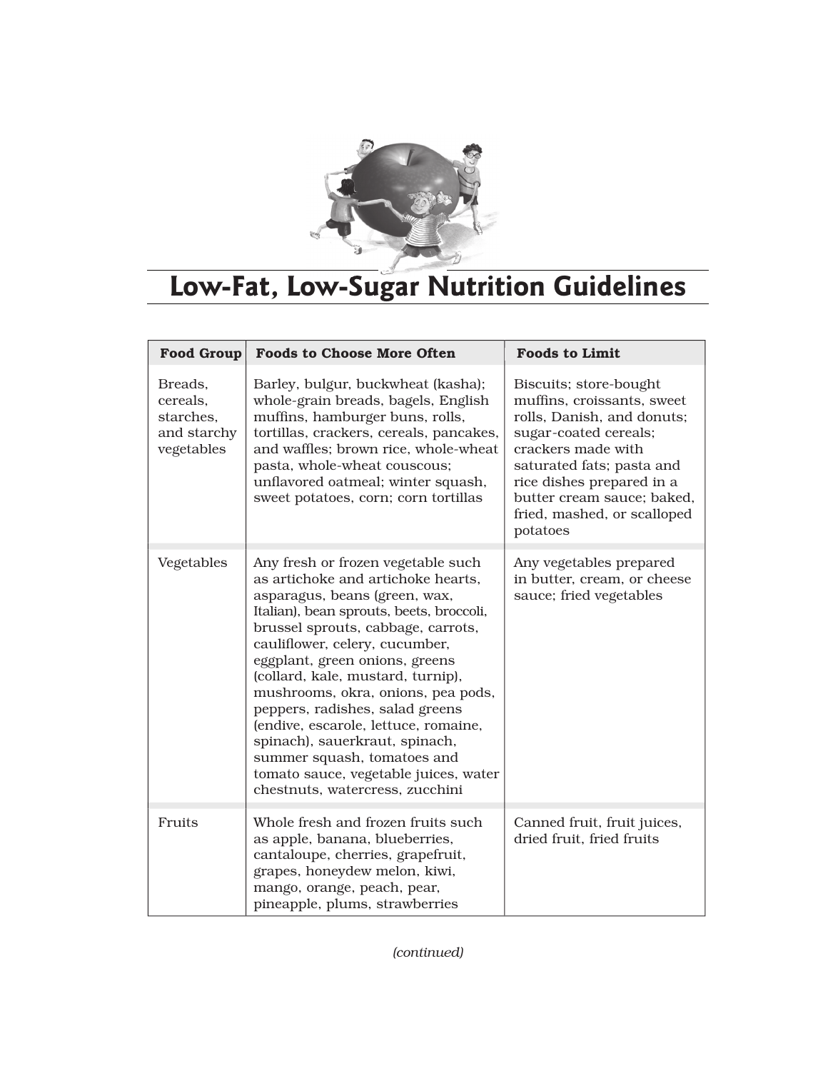# Low-Fat, Low-Sugar Nutrition Guidelines

| Food Group | Foods to Choose More Often | Foods to Limit |
|---|---|---|
| Breads, cereals, starches, and starchy vegetables | Barley, bulgur, buckwheat (kasha); whole-grain breads, bagels, English muffins, hamburger buns, rolls, tortillas, crackers, cereals, pancakes, and waffles; brown rice, whole-wheat pasta, whole-wheat couscous; unflavored oatmeal; winter squash, sweet potatoes, corn; corn tortillas | Biscuits; store-bought muffins, croissants, sweet rolls, Danish, and donuts; sugar-coated cereals; crackers made with saturated fats; pasta and rice dishes prepared in a butter cream sauce; baked, fried, mashed, or scalloped potatoes |
| Vegetables | Any fresh or frozen vegetable such as artichoke and artichoke hearts, asparagus, beans (green, wax, Italian), bean sprouts, beets, broccoli, brussel sprouts, cabbage, carrots, cauliflower, celery, cucumber, eggplant, green onions, greens (collard, kale, mustard, turnip), mushrooms, okra, onions, pea pods, peppers, radishes, salad greens (endive, escarole, lettuce, romaine, spinach), sauerkraut, spinach, summer squash, tomatoes and tomato sauce, vegetable juices, water chestnuts, watercress, zucchini | Any vegetables prepared in butter, cream, or cheese sauce; fried vegetables |
| Fruits | Whole fresh and frozen fruits such as apple, banana, blueberries, cantaloupe, cherries, grapefruit, grapes, honeydew melon, kiwi, mango, orange, peach, pear, pineapple, plums, strawberries | Canned fruit, fruit juices, dried fruit, fried fruits |

*(continued)*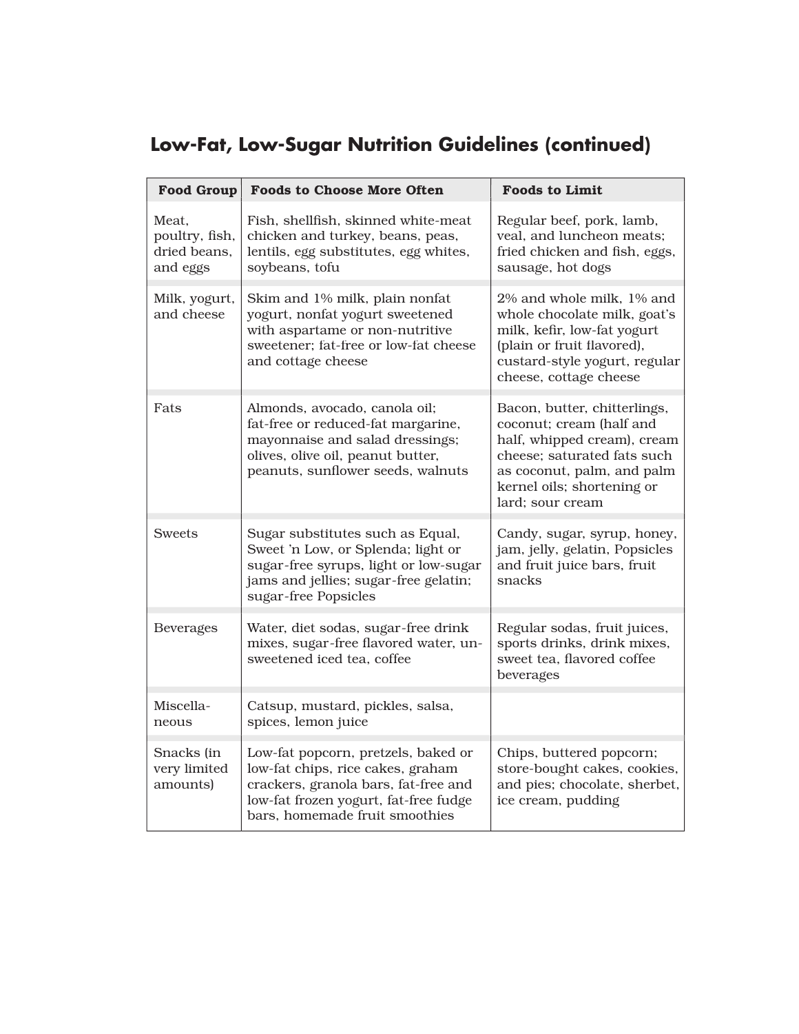## Low-Fat, Low-Sugar Nutrition Guidelines (continued)

| Food Group | Foods to Choose More Often | Foods to Limit |
| --- | --- | --- |
| Meat, poultry, fish, dried beans, and eggs | Fish, shellfish, skinned white-meat chicken and turkey, beans, peas, lentils, egg substitutes, egg whites, soybeans, tofu | Regular beef, pork, lamb, veal, and luncheon meats; fried chicken and fish, eggs, sausage, hot dogs |
| Milk, yogurt, and cheese | Skim and 1% milk, plain nonfat yogurt, nonfat yogurt sweetened with aspartame or non-nutritive sweetener; fat-free or low-fat cheese and cottage cheese | 2% and whole milk, 1% and whole chocolate milk, goat's milk, kefir, low-fat yogurt (plain or fruit flavored), custard-style yogurt, regular cheese, cottage cheese |
| Fats | Almonds, avocado, canola oil; fat-free or reduced-fat margarine, mayonnaise and salad dressings; olives, olive oil, peanut butter, peanuts, sunflower seeds, walnuts | Bacon, butter, chitterlings, coconut; cream (half and half, whipped cream), cream cheese; saturated fats such as coconut, palm, and palm kernel oils; shortening or lard; sour cream |
| Sweets | Sugar substitutes such as Equal, Sweet 'n Low, or Splenda; light or sugar-free syrups, light or low-sugar jams and jellies; sugar-free gelatin; sugar-free Popsicles | Candy, sugar, syrup, honey, jam, jelly, gelatin, Popsicles and fruit juice bars, fruit snacks |
| Beverages | Water, diet sodas, sugar-free drink mixes, sugar-free flavored water, unsweetened iced tea, coffee | Regular sodas, fruit juices, sports drinks, drink mixes, sweet tea, flavored coffee beverages |
| Miscellaneous | Catsup, mustard, pickles, salsa, spices, lemon juice | |
| Snacks (in very limited amounts) | Low-fat popcorn, pretzels, baked or low-fat chips, rice cakes, graham crackers, granola bars, fat-free and low-fat frozen yogurt, fat-free fudge bars, homemade fruit smoothies | Chips, buttered popcorn; store-bought cakes, cookies, and pies; chocolate, sherbet, ice cream, pudding |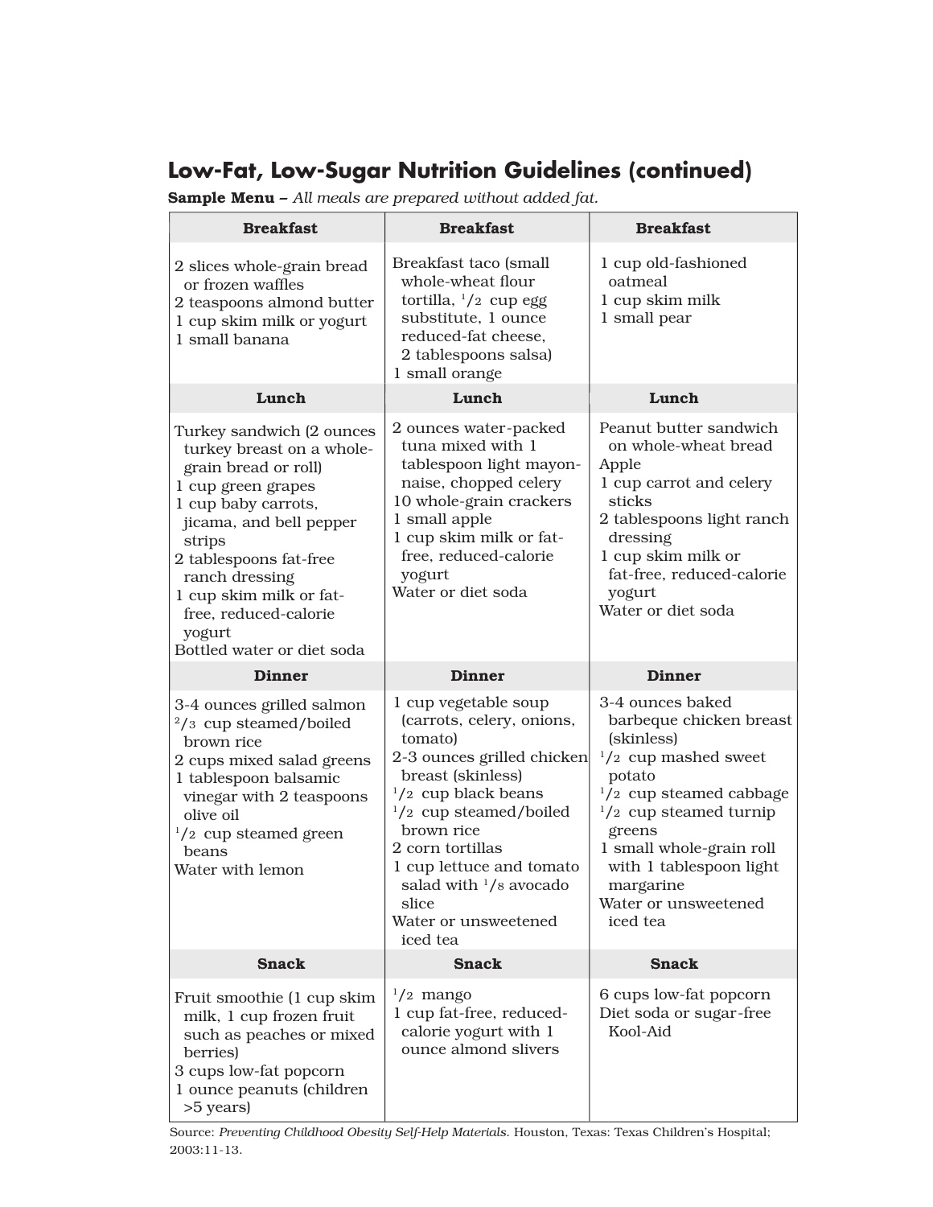## Low-Fat, Low-Sugar Nutrition Guidelines (continued)

**Sample Menu –** *All meals are prepared without added fat.*

| Breakfast | Breakfast | Breakfast |
|---|---|---|
| 2 slices whole-grain bread or frozen waffles<br>2 teaspoons almond butter<br>1 cup skim milk or yogurt<br>1 small banana | Breakfast taco (small whole-wheat flour tortilla, 1/2 cup egg substitute, 1 ounce reduced-fat cheese, 2 tablespoons salsa)<br>1 small orange | 1 cup old-fashioned oatmeal<br>1 cup skim milk<br>1 small pear |
| **Lunch** | **Lunch** | **Lunch** |
| Turkey sandwich (2 ounces turkey breast on a whole-grain bread or roll)<br>1 cup green grapes<br>1 cup baby carrots, jicama, and bell pepper strips<br>2 tablespoons fat-free ranch dressing<br>1 cup skim milk or fat-free, reduced-calorie yogurt<br>Bottled water or diet soda | 2 ounces water-packed tuna mixed with 1 tablespoon light mayonnaise, chopped celery<br>10 whole-grain crackers<br>1 small apple<br>1 cup skim milk or fat-free, reduced-calorie yogurt<br>Water or diet soda | Peanut butter sandwich on whole-wheat bread<br>Apple<br>1 cup carrot and celery sticks<br>2 tablespoons light ranch dressing<br>1 cup skim milk or fat-free, reduced-calorie yogurt<br>Water or diet soda |
| **Dinner** | **Dinner** | **Dinner** |
| 3-4 ounces grilled salmon<br>2/3 cup steamed/boiled brown rice<br>2 cups mixed salad greens<br>1 tablespoon balsamic vinegar with 2 teaspoons olive oil<br>1/2 cup steamed green beans<br>Water with lemon | 1 cup vegetable soup (carrots, celery, onions, tomato)<br>2-3 ounces grilled chicken breast (skinless)<br>1/2 cup black beans<br>1/2 cup steamed/boiled brown rice<br>2 corn tortillas<br>1 cup lettuce and tomato salad with 1/8 avocado slice<br>Water or unsweetened iced tea | 3-4 ounces baked barbeque chicken breast (skinless)<br>1/2 cup mashed sweet potato<br>1/2 cup steamed cabbage<br>1/2 cup steamed turnip greens<br>1 small whole-grain roll with 1 tablespoon light margarine<br>Water or unsweetened iced tea |
| **Snack** | **Snack** | **Snack** |
| Fruit smoothie (1 cup skim milk, 1 cup frozen fruit such as peaches or mixed berries)<br>3 cups low-fat popcorn<br>1 ounce peanuts (children >5 years) | 1/2 mango<br>1 cup fat-free, reduced-calorie yogurt with 1 ounce almond slivers | 6 cups low-fat popcorn<br>Diet soda or sugar-free Kool-Aid |

Source: *Preventing Childhood Obesity Self-Help Materials.* Houston, Texas: Texas Children's Hospital; 2003:11-13.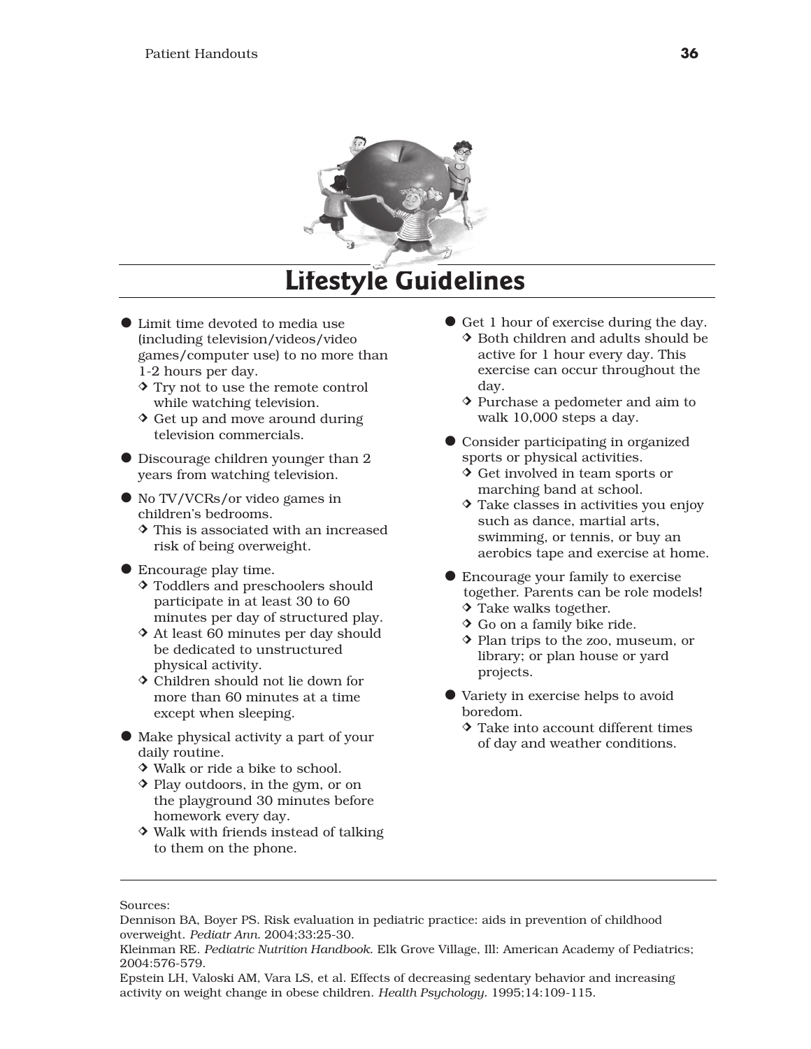# Lifestyle Guidelines

- Limit time devoted to media use (including television/videos/video games/computer use) to no more than 1-2 hours per day.
  - Try not to use the remote control while watching television.
  - Get up and move around during television commercials.
- Discourage children younger than 2 years from watching television.
- No TV/VCRs/or video games in children's bedrooms.
  - This is associated with an increased risk of being overweight.
- Encourage play time.
  - Toddlers and preschoolers should participate in at least 30 to 60 minutes per day of structured play.
  - At least 60 minutes per day should be dedicated to unstructured physical activity.
  - Children should not lie down for more than 60 minutes at a time except when sleeping.
- Make physical activity a part of your daily routine.
  - Walk or ride a bike to school.
  - Play outdoors, in the gym, or on the playground 30 minutes before homework every day.
  - Walk with friends instead of talking to them on the phone.
- Get 1 hour of exercise during the day.
  - Both children and adults should be active for 1 hour every day. This exercise can occur throughout the day.
  - Purchase a pedometer and aim to walk 10,000 steps a day.
- Consider participating in organized sports or physical activities.
  - Get involved in team sports or marching band at school.
  - Take classes in activities you enjoy such as dance, martial arts, swimming, or tennis, or buy an aerobics tape and exercise at home.
- Encourage your family to exercise together. Parents can be role models!
  - Take walks together.
  - Go on a family bike ride.
  - Plan trips to the zoo, museum, or library; or plan house or yard projects.
- Variety in exercise helps to avoid boredom.
  - Take into account different times of day and weather conditions.

---

Sources:

Dennison BA, Boyer PS. Risk evaluation in pediatric practice: aids in prevention of childhood overweight. *Pediatr Ann.* 2004;33:25-30.

Kleinman RE. *Pediatric Nutrition Handbook*. Elk Grove Village, Ill: American Academy of Pediatrics; 2004:576-579.

Epstein LH, Valoski AM, Vara LS, et al. Effects of decreasing sedentary behavior and increasing activity on weight change in obese children. *Health Psychology.* 1995;14:109-115.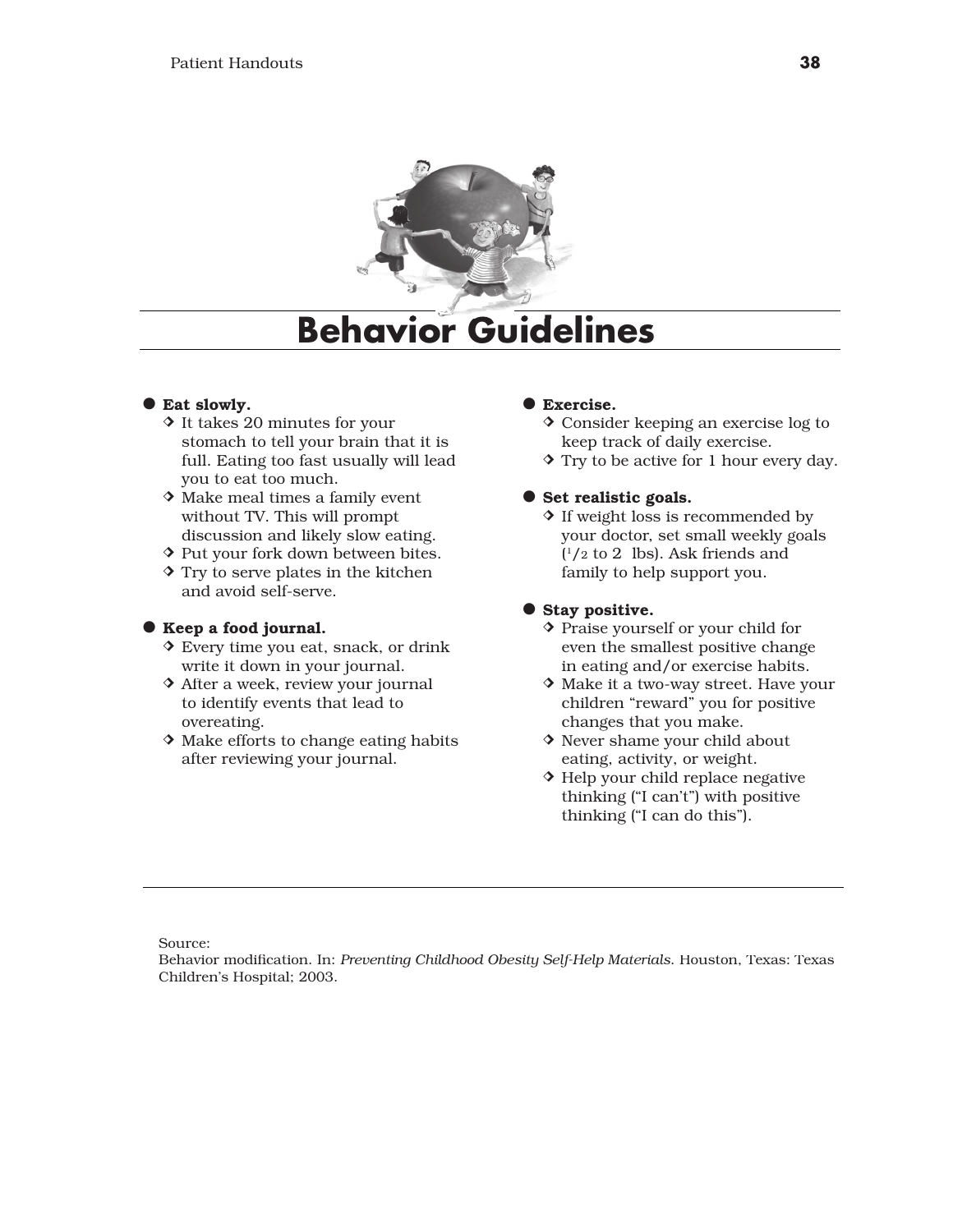# Behavior Guidelines

- **Eat slowly.**
  - It takes 20 minutes for your stomach to tell your brain that it is full. Eating too fast usually will lead you to eat too much.
  - Make meal times a family event without TV. This will prompt discussion and likely slow eating.
  - Put your fork down between bites.
  - Try to serve plates in the kitchen and avoid self-serve.

- **Keep a food journal.**
  - Every time you eat, snack, or drink write it down in your journal.
  - After a week, review your journal to identify events that lead to overeating.
  - Make efforts to change eating habits after reviewing your journal.

- **Exercise.**
  - Consider keeping an exercise log to keep track of daily exercise.
  - Try to be active for 1 hour every day.

- **Set realistic goals.**
  - If weight loss is recommended by your doctor, set small weekly goals (1/2 to 2 lbs). Ask friends and family to help support you.

- **Stay positive.**
  - Praise yourself or your child for even the smallest positive change in eating and/or exercise habits.
  - Make it a two-way street. Have your children "reward" you for positive changes that you make.
  - Never shame your child about eating, activity, or weight.
  - Help your child replace negative thinking ("I can't") with positive thinking ("I can do this").

Source:
Behavior modification. In: *Preventing Childhood Obesity Self-Help Materials*. Houston, Texas: Texas Children's Hospital; 2003.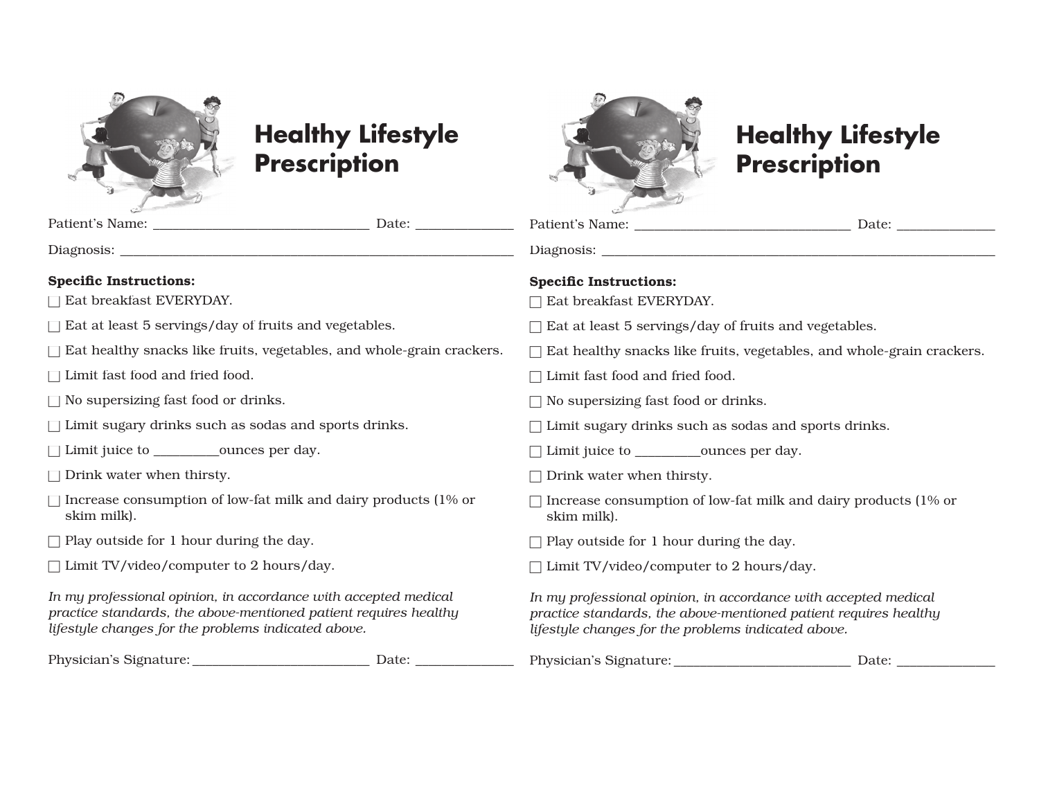# Healthy Lifestyle Prescription

Patient's Name: ______________________________ Date: _____________

Diagnosis: ______________________________________________________

**Specific Instructions:**

- ☐ Eat breakfast EVERYDAY.
- ☐ Eat at least 5 servings/day of fruits and vegetables.
- ☐ Eat healthy snacks like fruits, vegetables, and whole-grain crackers.
- ☐ Limit fast food and fried food.
- ☐ No supersizing fast food or drinks.
- ☐ Limit sugary drinks such as sodas and sports drinks.
- ☐ Limit juice to _________ounces per day.
- ☐ Drink water when thirsty.
- ☐ Increase consumption of low-fat milk and dairy products (1% or skim milk).
- ☐ Play outside for 1 hour during the day.
- ☐ Limit TV/video/computer to 2 hours/day.

*In my professional opinion, in accordance with accepted medical practice standards, the above-mentioned patient requires healthy lifestyle changes for the problems indicated above.*

Physician's Signature: _________________________ Date: _____________

# Healthy Lifestyle Prescription

Patient's Name: ______________________________ Date: _____________

Diagnosis: ______________________________________________________

**Specific Instructions:**

- ☐ Eat breakfast EVERYDAY.
- ☐ Eat at least 5 servings/day of fruits and vegetables.
- ☐ Eat healthy snacks like fruits, vegetables, and whole-grain crackers.
- ☐ Limit fast food and fried food.
- ☐ No supersizing fast food or drinks.
- ☐ Limit sugary drinks such as sodas and sports drinks.
- ☐ Limit juice to _________ounces per day.
- ☐ Drink water when thirsty.
- ☐ Increase consumption of low-fat milk and dairy products (1% or skim milk).
- ☐ Play outside for 1 hour during the day.
- ☐ Limit TV/video/computer to 2 hours/day.

*In my professional opinion, in accordance with accepted medical practice standards, the above-mentioned patient requires healthy lifestyle changes for the problems indicated above.*

Physician's Signature: _________________________ Date: _____________